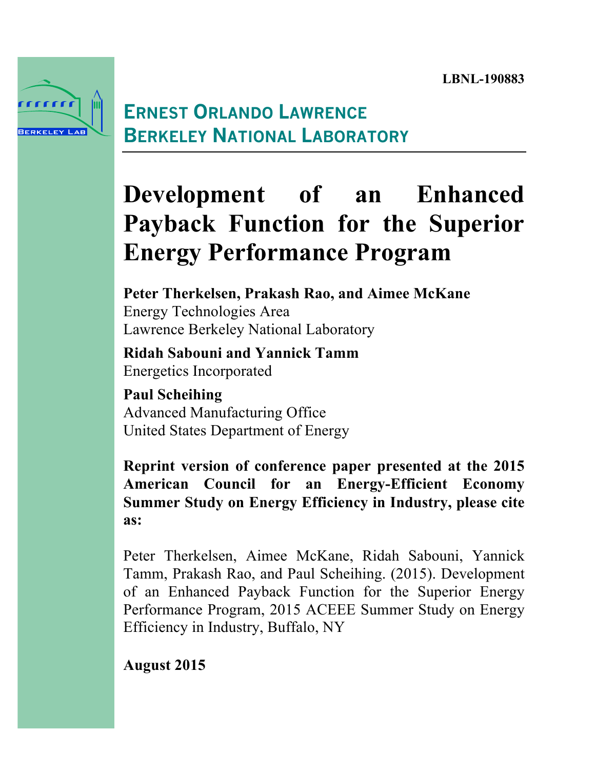LBNL-190883

**Ernest Orlando Lawrence Berkeley National Laboratory**

# Development of an Enhanced Payback Function for the Superior Energy Performance Program

**Peter Therkelsen, Prakash Rao, and Aimee McKane**
Energy Technologies Area
Lawrence Berkeley National Laboratory

**Ridah Sabouni and Yannick Tamm**
Energetics Incorporated

**Paul Scheihing**
Advanced Manufacturing Office
United States Department of Energy

**Reprint version of conference paper presented at the 2015 American Council for an Energy-Efficient Economy Summer Study on Energy Efficiency in Industry, please cite as:**

Peter Therkelsen, Aimee McKane, Ridah Sabouni, Yannick Tamm, Prakash Rao, and Paul Scheihing. (2015). Development of an Enhanced Payback Function for the Superior Energy Performance Program, 2015 ACEEE Summer Study on Energy Efficiency in Industry, Buffalo, NY

**August 2015**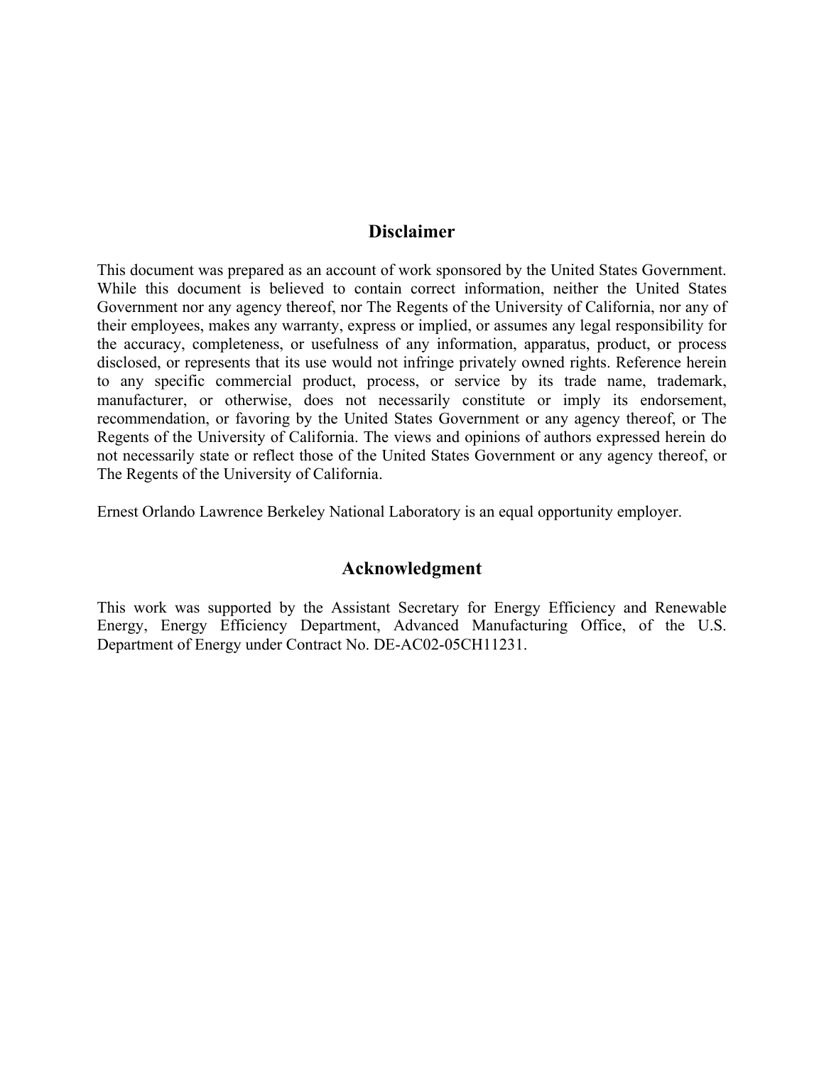## Disclaimer

This document was prepared as an account of work sponsored by the United States Government. While this document is believed to contain correct information, neither the United States Government nor any agency thereof, nor The Regents of the University of California, nor any of their employees, makes any warranty, express or implied, or assumes any legal responsibility for the accuracy, completeness, or usefulness of any information, apparatus, product, or process disclosed, or represents that its use would not infringe privately owned rights. Reference herein to any specific commercial product, process, or service by its trade name, trademark, manufacturer, or otherwise, does not necessarily constitute or imply its endorsement, recommendation, or favoring by the United States Government or any agency thereof, or The Regents of the University of California. The views and opinions of authors expressed herein do not necessarily state or reflect those of the United States Government or any agency thereof, or The Regents of the University of California.

Ernest Orlando Lawrence Berkeley National Laboratory is an equal opportunity employer.

## Acknowledgment

This work was supported by the Assistant Secretary for Energy Efficiency and Renewable Energy, Energy Efficiency Department, Advanced Manufacturing Office, of the U.S. Department of Energy under Contract No. DE-AC02-05CH11231.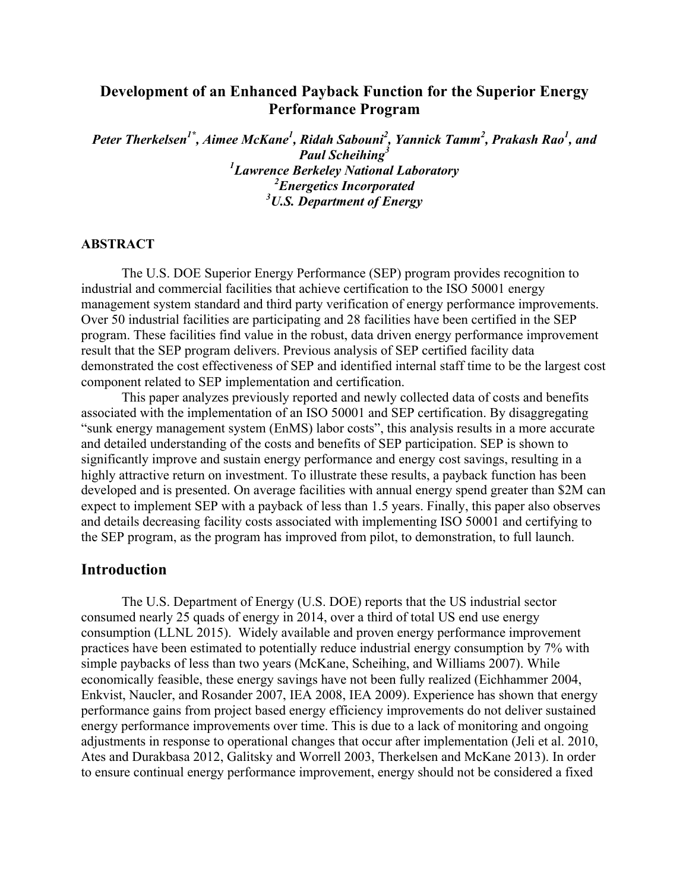# Development of an Enhanced Payback Function for the Superior Energy Performance Program

*Peter Therkelsen[1*], Aimee McKane[1], Ridah Sabouni[2], Yannick Tamm[2], Prakash Rao[1], and Paul Scheihing[3]*

*[1]Lawrence Berkeley National Laboratory*

*[2]Energetics Incorporated*

*[3]U.S. Department of Energy*

## ABSTRACT

The U.S. DOE Superior Energy Performance (SEP) program provides recognition to industrial and commercial facilities that achieve certification to the ISO 50001 energy management system standard and third party verification of energy performance improvements. Over 50 industrial facilities are participating and 28 facilities have been certified in the SEP program. These facilities find value in the robust, data driven energy performance improvement result that the SEP program delivers. Previous analysis of SEP certified facility data demonstrated the cost effectiveness of SEP and identified internal staff time to be the largest cost component related to SEP implementation and certification.

This paper analyzes previously reported and newly collected data of costs and benefits associated with the implementation of an ISO 50001 and SEP certification. By disaggregating "sunk energy management system (EnMS) labor costs", this analysis results in a more accurate and detailed understanding of the costs and benefits of SEP participation. SEP is shown to significantly improve and sustain energy performance and energy cost savings, resulting in a highly attractive return on investment. To illustrate these results, a payback function has been developed and is presented. On average facilities with annual energy spend greater than $2M can expect to implement SEP with a payback of less than 1.5 years. Finally, this paper also observes and details decreasing facility costs associated with implementing ISO 50001 and certifying to the SEP program, as the program has improved from pilot, to demonstration, to full launch.

## Introduction

The U.S. Department of Energy (U.S. DOE) reports that the US industrial sector consumed nearly 25 quads of energy in 2014, over a third of total US end use energy consumption (LLNL 2015). Widely available and proven energy performance improvement practices have been estimated to potentially reduce industrial energy consumption by 7% with simple paybacks of less than two years (McKane, Scheihing, and Williams 2007). While economically feasible, these energy savings have not been fully realized (Eichhammer 2004, Enkvist, Naucler, and Rosander 2007, IEA 2008, IEA 2009). Experience has shown that energy performance gains from project based energy efficiency improvements do not deliver sustained energy performance improvements over time. This is due to a lack of monitoring and ongoing adjustments in response to operational changes that occur after implementation (Jeli et al. 2010, Ates and Durakbasa 2012, Galitsky and Worrell 2003, Therkelsen and McKane 2013). In order to ensure continual energy performance improvement, energy should not be considered a fixed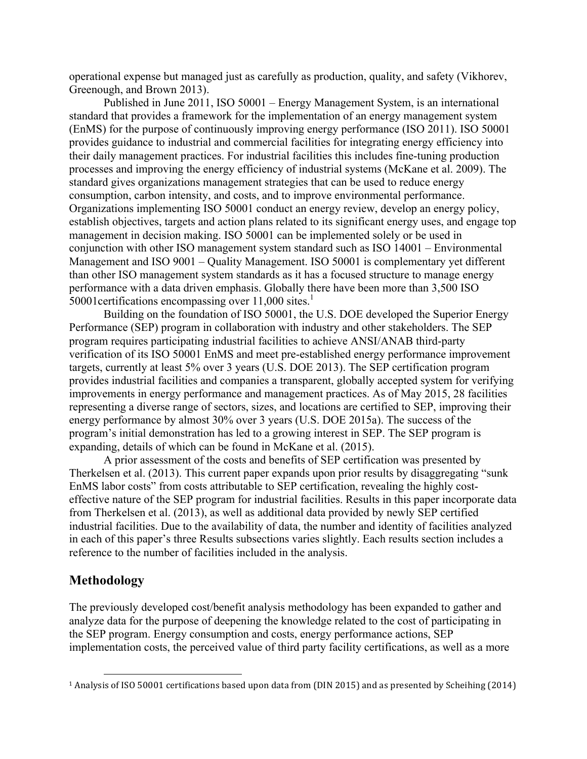operational expense but managed just as carefully as production, quality, and safety (Vikhorev, Greenough, and Brown 2013).

Published in June 2011, ISO 50001 – Energy Management System, is an international standard that provides a framework for the implementation of an energy management system (EnMS) for the purpose of continuously improving energy performance (ISO 2011). ISO 50001 provides guidance to industrial and commercial facilities for integrating energy efficiency into their daily management practices. For industrial facilities this includes fine-tuning production processes and improving the energy efficiency of industrial systems (McKane et al. 2009). The standard gives organizations management strategies that can be used to reduce energy consumption, carbon intensity, and costs, and to improve environmental performance. Organizations implementing ISO 50001 conduct an energy review, develop an energy policy, establish objectives, targets and action plans related to its significant energy uses, and engage top management in decision making. ISO 50001 can be implemented solely or be used in conjunction with other ISO management system standard such as ISO 14001 – Environmental Management and ISO 9001 – Quality Management. ISO 50001 is complementary yet different than other ISO management system standards as it has a focused structure to manage energy performance with a data driven emphasis. Globally there have been more than 3,500 ISO 50001certifications encompassing over 11,000 sites.[1]

Building on the foundation of ISO 50001, the U.S. DOE developed the Superior Energy Performance (SEP) program in collaboration with industry and other stakeholders. The SEP program requires participating industrial facilities to achieve ANSI/ANAB third-party verification of its ISO 50001 EnMS and meet pre-established energy performance improvement targets, currently at least 5% over 3 years (U.S. DOE 2013). The SEP certification program provides industrial facilities and companies a transparent, globally accepted system for verifying improvements in energy performance and management practices. As of May 2015, 28 facilities representing a diverse range of sectors, sizes, and locations are certified to SEP, improving their energy performance by almost 30% over 3 years (U.S. DOE 2015a). The success of the program's initial demonstration has led to a growing interest in SEP. The SEP program is expanding, details of which can be found in McKane et al. (2015).

A prior assessment of the costs and benefits of SEP certification was presented by Therkelsen et al. (2013). This current paper expands upon prior results by disaggregating "sunk EnMS labor costs" from costs attributable to SEP certification, revealing the highly cost-effective nature of the SEP program for industrial facilities. Results in this paper incorporate data from Therkelsen et al. (2013), as well as additional data provided by newly SEP certified industrial facilities. Due to the availability of data, the number and identity of facilities analyzed in each of this paper's three Results subsections varies slightly. Each results section includes a reference to the number of facilities included in the analysis.

## Methodology

The previously developed cost/benefit analysis methodology has been expanded to gather and analyze data for the purpose of deepening the knowledge related to the cost of participating in the SEP program. Energy consumption and costs, energy performance actions, SEP implementation costs, the perceived value of third party facility certifications, as well as a more

[1] Analysis of ISO 50001 certifications based upon data from (DIN 2015) and as presented by Scheihing (2014)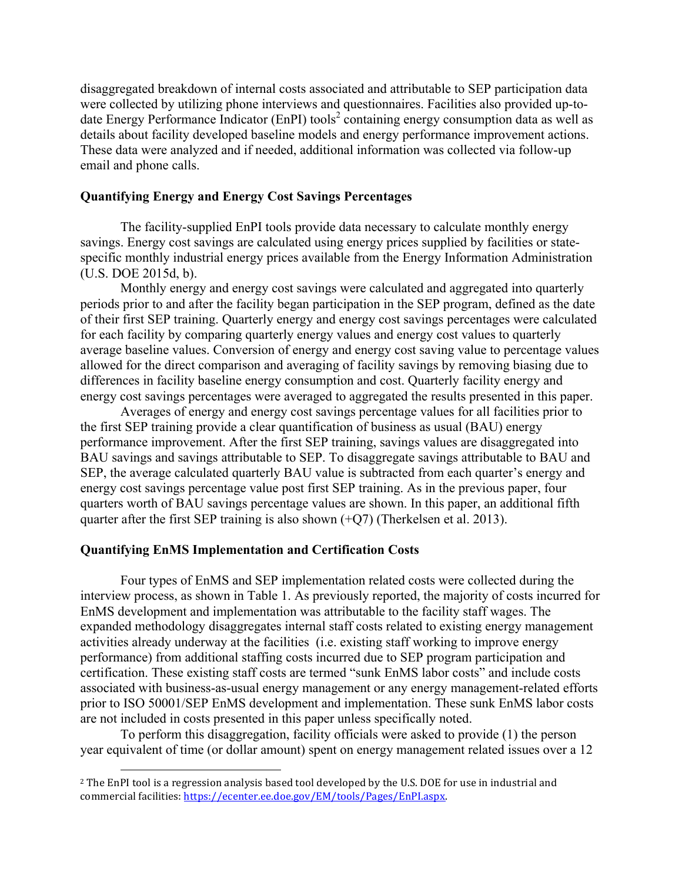disaggregated breakdown of internal costs associated and attributable to SEP participation data were collected by utilizing phone interviews and questionnaires. Facilities also provided up-to-date Energy Performance Indicator (EnPI) tools[2] containing energy consumption data as well as details about facility developed baseline models and energy performance improvement actions. These data were analyzed and if needed, additional information was collected via follow-up email and phone calls.

### Quantifying Energy and Energy Cost Savings Percentages

The facility-supplied EnPI tools provide data necessary to calculate monthly energy savings. Energy cost savings are calculated using energy prices supplied by facilities or state-specific monthly industrial energy prices available from the Energy Information Administration (U.S. DOE 2015d, b).

Monthly energy and energy cost savings were calculated and aggregated into quarterly periods prior to and after the facility began participation in the SEP program, defined as the date of their first SEP training. Quarterly energy and energy cost savings percentages were calculated for each facility by comparing quarterly energy values and energy cost values to quarterly average baseline values. Conversion of energy and energy cost saving value to percentage values allowed for the direct comparison and averaging of facility savings by removing biasing due to differences in facility baseline energy consumption and cost. Quarterly facility energy and energy cost savings percentages were averaged to aggregated the results presented in this paper.

Averages of energy and energy cost savings percentage values for all facilities prior to the first SEP training provide a clear quantification of business as usual (BAU) energy performance improvement. After the first SEP training, savings values are disaggregated into BAU savings and savings attributable to SEP. To disaggregate savings attributable to BAU and SEP, the average calculated quarterly BAU value is subtracted from each quarter's energy and energy cost savings percentage value post first SEP training. As in the previous paper, four quarters worth of BAU savings percentage values are shown. In this paper, an additional fifth quarter after the first SEP training is also shown (+Q7) (Therkelsen et al. 2013).

### Quantifying EnMS Implementation and Certification Costs

Four types of EnMS and SEP implementation related costs were collected during the interview process, as shown in Table 1. As previously reported, the majority of costs incurred for EnMS development and implementation was attributable to the facility staff wages. The expanded methodology disaggregates internal staff costs related to existing energy management activities already underway at the facilities (i.e. existing staff working to improve energy performance) from additional staffing costs incurred due to SEP program participation and certification. These existing staff costs are termed "sunk EnMS labor costs" and include costs associated with business-as-usual energy management or any energy management-related efforts prior to ISO 50001/SEP EnMS development and implementation. These sunk EnMS labor costs are not included in costs presented in this paper unless specifically noted.

To perform this disaggregation, facility officials were asked to provide (1) the person year equivalent of time (or dollar amount) spent on energy management related issues over a 12

[2] The EnPI tool is a regression analysis based tool developed by the U.S. DOE for use in industrial and commercial facilities: https://ecenter.ee.doe.gov/EM/tools/Pages/EnPI.aspx.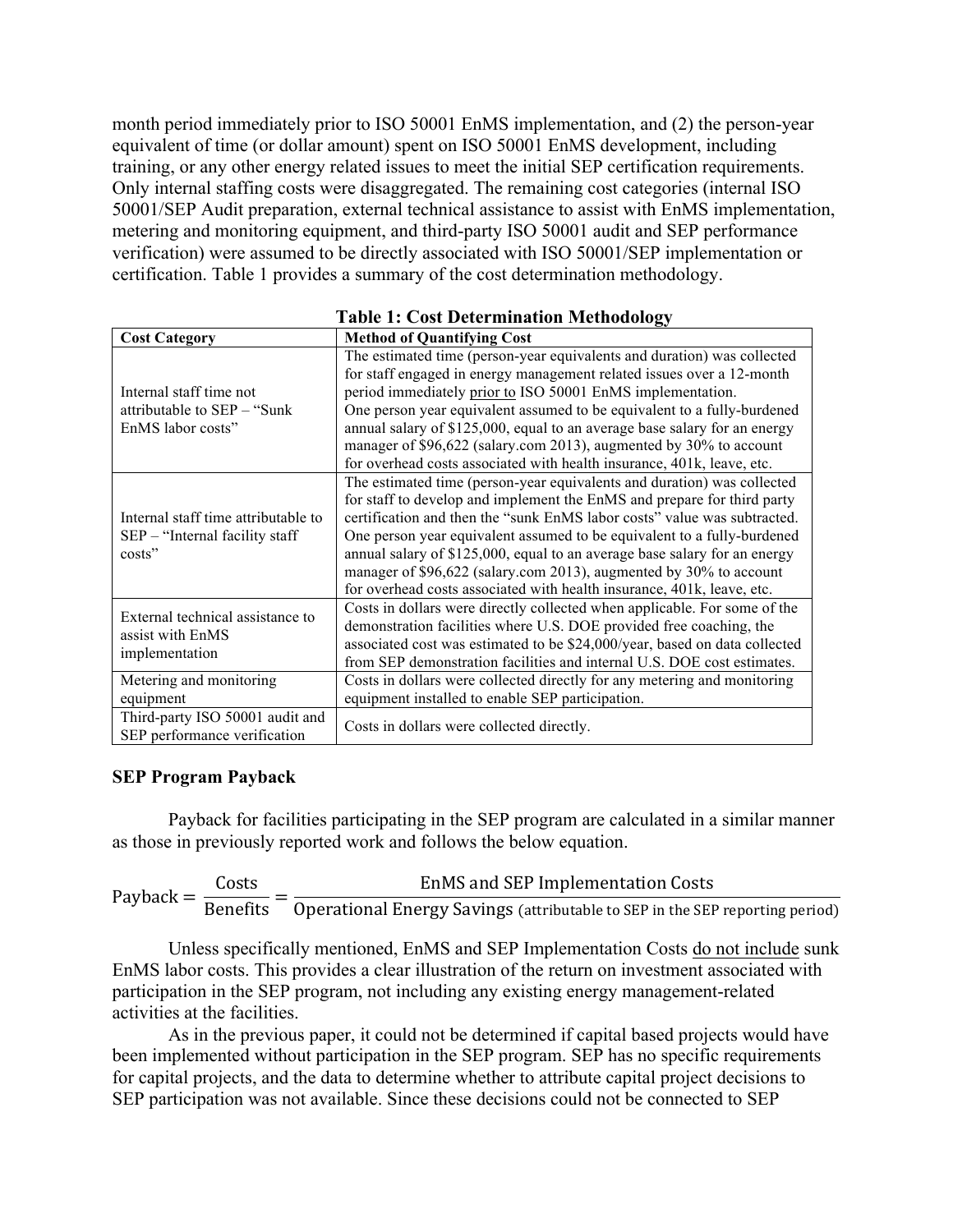month period immediately prior to ISO 50001 EnMS implementation, and (2) the person-year equivalent of time (or dollar amount) spent on ISO 50001 EnMS development, including training, or any other energy related issues to meet the initial SEP certification requirements. Only internal staffing costs were disaggregated. The remaining cost categories (internal ISO 50001/SEP Audit preparation, external technical assistance to assist with EnMS implementation, metering and monitoring equipment, and third-party ISO 50001 audit and SEP performance verification) were assumed to be directly associated with ISO 50001/SEP implementation or certification. Table 1 provides a summary of the cost determination methodology.

**Table 1: Cost Determination Methodology**

| **Cost Category** | **Method of Quantifying Cost** |
|---|---|
| Internal staff time not attributable to SEP – "Sunk EnMS labor costs" | The estimated time (person-year equivalents and duration) was collected for staff engaged in energy management related issues over a 12-month period immediately prior to ISO 50001 EnMS implementation. One person year equivalent assumed to be equivalent to a fully-burdened annual salary of \$125,000, equal to an average base salary for an energy manager of \$96,622 (salary.com 2013), augmented by 30% to account for overhead costs associated with health insurance, 401k, leave, etc. |
| Internal staff time attributable to SEP – "Internal facility staff costs" | The estimated time (person-year equivalents and duration) was collected for staff to develop and implement the EnMS and prepare for third party certification and then the "sunk EnMS labor costs" value was subtracted. One person year equivalent assumed to be equivalent to a fully-burdened annual salary of \$125,000, equal to an average base salary for an energy manager of \$96,622 (salary.com 2013), augmented by 30% to account for overhead costs associated with health insurance, 401k, leave, etc. |
| External technical assistance to assist with EnMS implementation | Costs in dollars were directly collected when applicable. For some of the demonstration facilities where U.S. DOE provided free coaching, the associated cost was estimated to be \$24,000/year, based on data collected from SEP demonstration facilities and internal U.S. DOE cost estimates. |
| Metering and monitoring equipment | Costs in dollars were collected directly for any metering and monitoring equipment installed to enable SEP participation. |
| Third-party ISO 50001 audit and SEP performance verification | Costs in dollars were collected directly. |

**SEP Program Payback**

Payback for facilities participating in the SEP program are calculated in a similar manner as those in previously reported work and follows the below equation.

$$\text{Payback} = \frac{\text{Costs}}{\text{Benefits}} = \frac{\text{EnMS and SEP Implementation Costs}}{\text{Operational Energy Savings (attributable to SEP in the SEP reporting period)}}$$

Unless specifically mentioned, EnMS and SEP Implementation Costs do not include sunk EnMS labor costs. This provides a clear illustration of the return on investment associated with participation in the SEP program, not including any existing energy management-related activities at the facilities.

As in the previous paper, it could not be determined if capital based projects would have been implemented without participation in the SEP program. SEP has no specific requirements for capital projects, and the data to determine whether to attribute capital project decisions to SEP participation was not available. Since these decisions could not be connected to SEP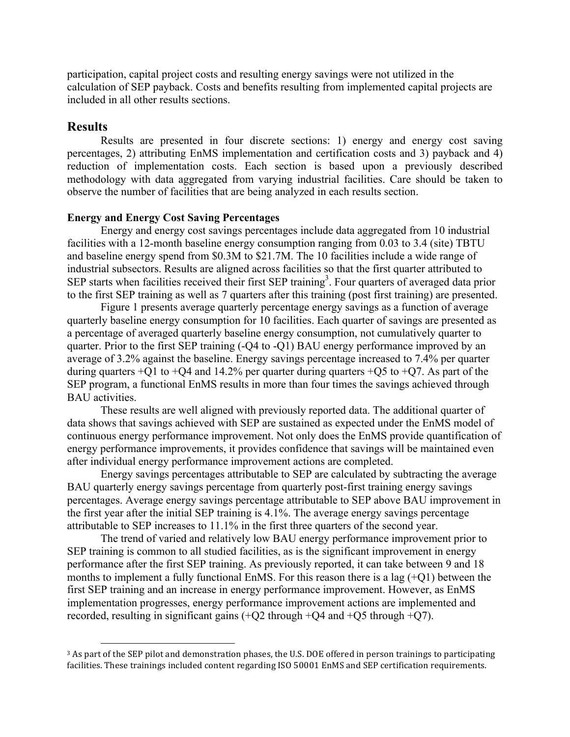participation, capital project costs and resulting energy savings were not utilized in the calculation of SEP payback. Costs and benefits resulting from implemented capital projects are included in all other results sections.

## Results

Results are presented in four discrete sections: 1) energy and energy cost saving percentages, 2) attributing EnMS implementation and certification costs and 3) payback and 4) reduction of implementation costs. Each section is based upon a previously described methodology with data aggregated from varying industrial facilities. Care should be taken to observe the number of facilities that are being analyzed in each results section.

**Energy and Energy Cost Saving Percentages**

Energy and energy cost savings percentages include data aggregated from 10 industrial facilities with a 12-month baseline energy consumption ranging from 0.03 to 3.4 (site) TBTU and baseline energy spend from \$0.3M to \$21.7M. The 10 facilities include a wide range of industrial subsectors. Results are aligned across facilities so that the first quarter attributed to SEP starts when facilities received their first SEP training[3]. Four quarters of averaged data prior to the first SEP training as well as 7 quarters after this training (post first training) are presented.

Figure 1 presents average quarterly percentage energy savings as a function of average quarterly baseline energy consumption for 10 facilities. Each quarter of savings are presented as a percentage of averaged quarterly baseline energy consumption, not cumulatively quarter to quarter. Prior to the first SEP training (-Q4 to -Q1) BAU energy performance improved by an average of 3.2% against the baseline. Energy savings percentage increased to 7.4% per quarter during quarters +Q1 to +Q4 and 14.2% per quarter during quarters +Q5 to +Q7. As part of the SEP program, a functional EnMS results in more than four times the savings achieved through BAU activities.

These results are well aligned with previously reported data. The additional quarter of data shows that savings achieved with SEP are sustained as expected under the EnMS model of continuous energy performance improvement. Not only does the EnMS provide quantification of energy performance improvements, it provides confidence that savings will be maintained even after individual energy performance improvement actions are completed.

Energy savings percentages attributable to SEP are calculated by subtracting the average BAU quarterly energy savings percentage from quarterly post-first training energy savings percentages. Average energy savings percentage attributable to SEP above BAU improvement in the first year after the initial SEP training is 4.1%. The average energy savings percentage attributable to SEP increases to 11.1% in the first three quarters of the second year.

The trend of varied and relatively low BAU energy performance improvement prior to SEP training is common to all studied facilities, as is the significant improvement in energy performance after the first SEP training. As previously reported, it can take between 9 and 18 months to implement a fully functional EnMS. For this reason there is a lag (+Q1) between the first SEP training and an increase in energy performance improvement. However, as EnMS implementation progresses, energy performance improvement actions are implemented and recorded, resulting in significant gains (+Q2 through +Q4 and +Q5 through +Q7).

[3] As part of the SEP pilot and demonstration phases, the U.S. DOE offered in person trainings to participating facilities. These trainings included content regarding ISO 50001 EnMS and SEP certification requirements.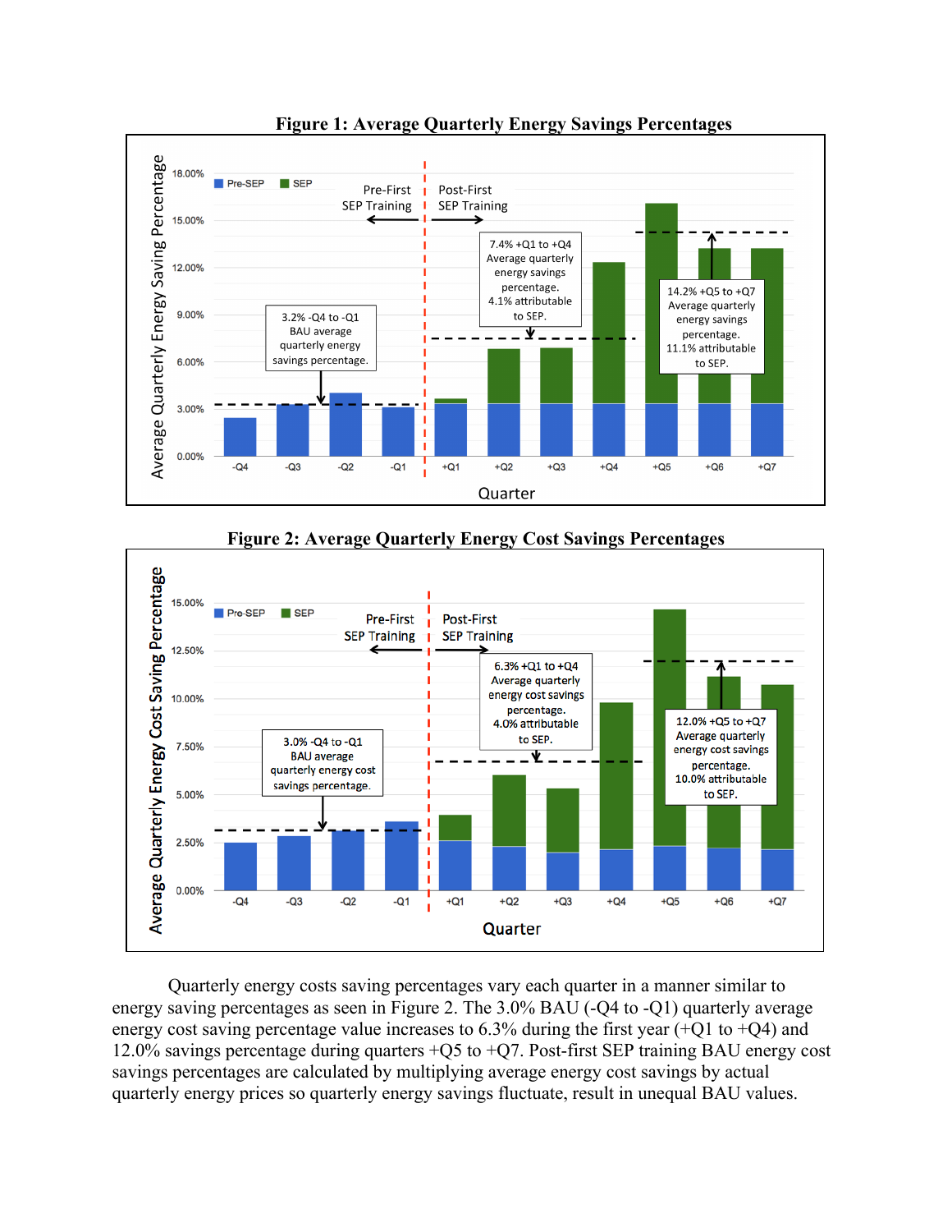**Figure 1: Average Quarterly Energy Savings Percentages**

Average Quarterly Energy Saving Percentage

18.00%
15.00%
12.00%
9.00%
6.00%
3.00%
0.00%

Pre-SEP SEP

Pre-First SEP Training

Post-First SEP Training

3.2% -Q4 to -Q1 BAU average quarterly energy savings percentage.

7.4% +Q1 to +Q4 Average quarterly energy savings percentage. 4.1% attributable to SEP.

14.2% +Q5 to +Q7 Average quarterly energy savings percentage. 11.1% attributable to SEP.

-Q4 -Q3 -Q2 -Q1 +Q1 +Q2 +Q3 +Q4 +Q5 +Q6 +Q7

Quarter

**Figure 2: Average Quarterly Energy Cost Savings Percentages**

Average Quarterly Energy Cost Saving Percentage

15.00%
12.50%
10.00%
7.50%
5.00%
2.50%
0.00%

Pre-SEP SEP

Pre-First SEP Training

Post-First SEP Training

3.0% -Q4 to -Q1 BAU average quarterly energy cost savings percentage.

6.3% +Q1 to +Q4 Average quarterly energy cost savings percentage. 4.0% attributable to SEP.

12.0% +Q5 to +Q7 Average quarterly energy cost savings percentage. 10.0% attributable to SEP.

-Q4 -Q3 -Q2 -Q1 +Q1 +Q2 +Q3 +Q4 +Q5 +Q6 +Q7

Quarter

Quarterly energy costs saving percentages vary each quarter in a manner similar to energy saving percentages as seen in Figure 2. The 3.0% BAU (-Q4 to -Q1) quarterly average energy cost saving percentage value increases to 6.3% during the first year (+Q1 to +Q4) and 12.0% savings percentage during quarters +Q5 to +Q7. Post-first SEP training BAU energy cost savings percentages are calculated by multiplying average energy cost savings by actual quarterly energy prices so quarterly energy savings fluctuate, result in unequal BAU values.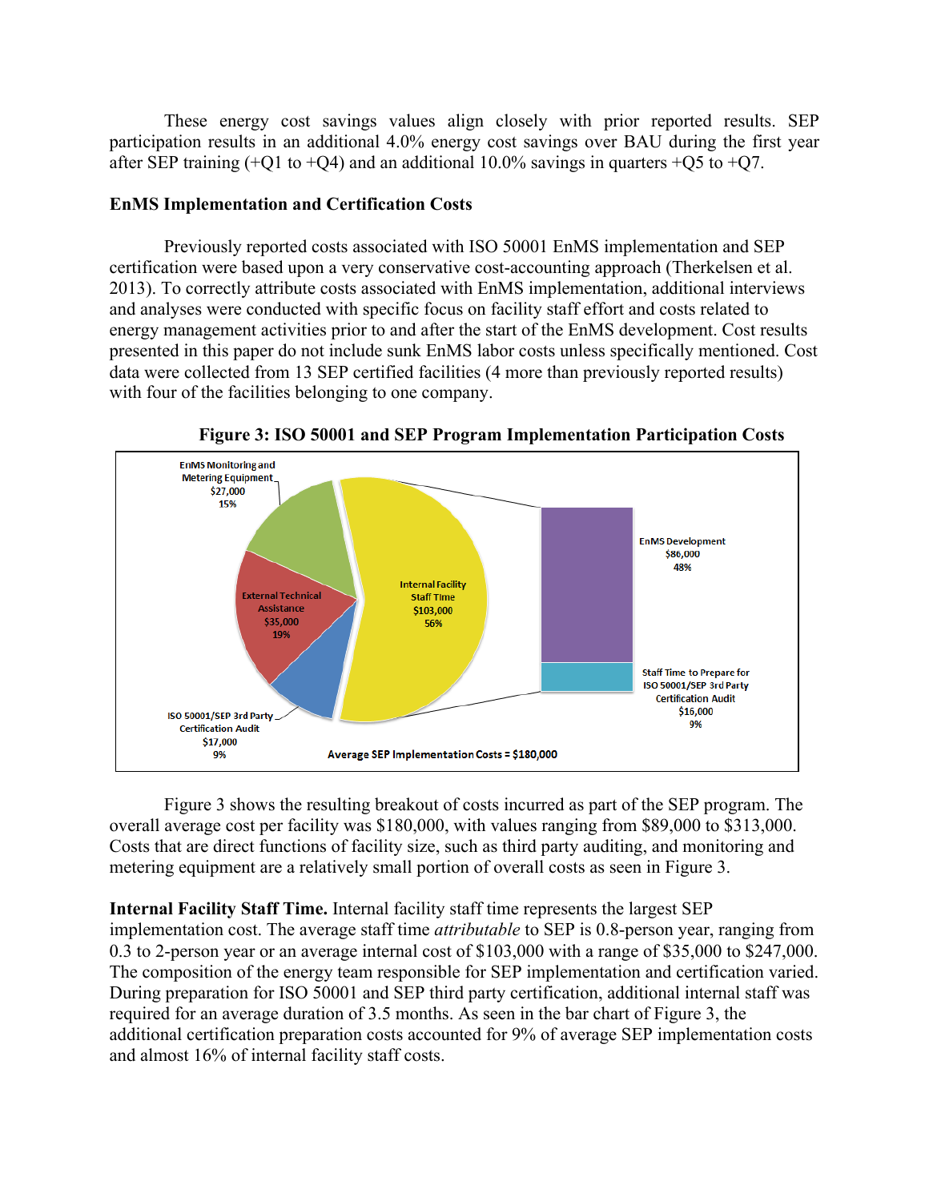These energy cost savings values align closely with prior reported results. SEP participation results in an additional 4.0% energy cost savings over BAU during the first year after SEP training (+Q1 to +Q4) and an additional 10.0% savings in quarters +Q5 to +Q7.

### EnMS Implementation and Certification Costs

Previously reported costs associated with ISO 50001 EnMS implementation and SEP certification were based upon a very conservative cost-accounting approach (Therkelsen et al. 2013). To correctly attribute costs associated with EnMS implementation, additional interviews and analyses were conducted with specific focus on facility staff effort and costs related to energy management activities prior to and after the start of the EnMS development. Cost results presented in this paper do not include sunk EnMS labor costs unless specifically mentioned. Cost data were collected from 13 SEP certified facilities (4 more than previously reported results) with four of the facilities belonging to one company.

**Figure 3: ISO 50001 and SEP Program Implementation Participation Costs**

EnMS Monitoring and Metering Equipment
$27,000
15%

External Technical Assistance
$35,000
19%

ISO 50001/SEP 3rd Party Certification Audit
$17,000
9%

Internal Facility Staff Time
$103,000
56%

EnMS Development
$86,000
48%

Staff Time to Prepare for ISO 50001/SEP 3rd Party Certification Audit
$16,000
9%

Average SEP Implementation Costs = $180,000

Figure 3 shows the resulting breakout of costs incurred as part of the SEP program. The overall average cost per facility was $180,000, with values ranging from $89,000 to $313,000. Costs that are direct functions of facility size, such as third party auditing, and monitoring and metering equipment are a relatively small portion of overall costs as seen in Figure 3.

**Internal Facility Staff Time.** Internal facility staff time represents the largest SEP implementation cost. The average staff time *attributable* to SEP is 0.8-person year, ranging from 0.3 to 2-person year or an average internal cost of $103,000 with a range of $35,000 to $247,000. The composition of the energy team responsible for SEP implementation and certification varied. During preparation for ISO 50001 and SEP third party certification, additional internal staff was required for an average duration of 3.5 months. As seen in the bar chart of Figure 3, the additional certification preparation costs accounted for 9% of average SEP implementation costs and almost 16% of internal facility staff costs.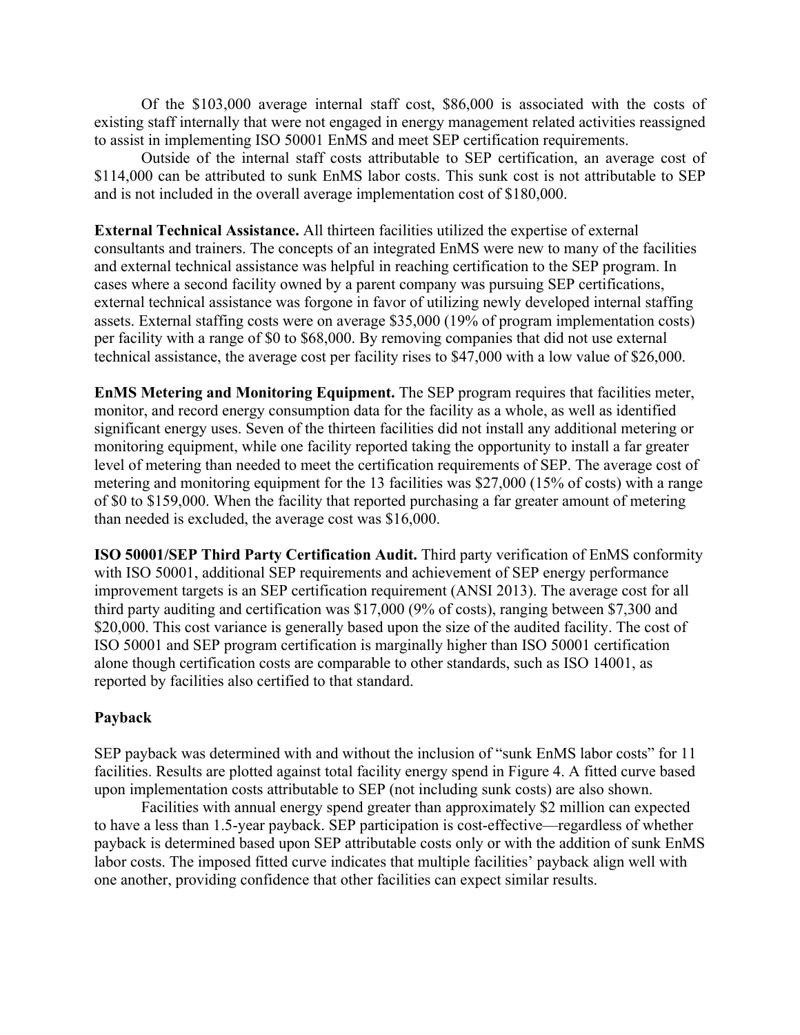Of the \$103,000 average internal staff cost, \$86,000 is associated with the costs of existing staff internally that were not engaged in energy management related activities reassigned to assist in implementing ISO 50001 EnMS and meet SEP certification requirements.

Outside of the internal staff costs attributable to SEP certification, an average cost of \$114,000 can be attributed to sunk EnMS labor costs. This sunk cost is not attributable to SEP and is not included in the overall average implementation cost of \$180,000.

**External Technical Assistance.** All thirteen facilities utilized the expertise of external consultants and trainers. The concepts of an integrated EnMS were new to many of the facilities and external technical assistance was helpful in reaching certification to the SEP program. In cases where a second facility owned by a parent company was pursuing SEP certifications, external technical assistance was forgone in favor of utilizing newly developed internal staffing assets. External staffing costs were on average \$35,000 (19% of program implementation costs) per facility with a range of \$0 to \$68,000. By removing companies that did not use external technical assistance, the average cost per facility rises to \$47,000 with a low value of \$26,000.

**EnMS Metering and Monitoring Equipment.** The SEP program requires that facilities meter, monitor, and record energy consumption data for the facility as a whole, as well as identified significant energy uses. Seven of the thirteen facilities did not install any additional metering or monitoring equipment, while one facility reported taking the opportunity to install a far greater level of metering than needed to meet the certification requirements of SEP. The average cost of metering and monitoring equipment for the 13 facilities was \$27,000 (15% of costs) with a range of \$0 to \$159,000. When the facility that reported purchasing a far greater amount of metering than needed is excluded, the average cost was \$16,000.

**ISO 50001/SEP Third Party Certification Audit.** Third party verification of EnMS conformity with ISO 50001, additional SEP requirements and achievement of SEP energy performance improvement targets is an SEP certification requirement (ANSI 2013). The average cost for all third party auditing and certification was \$17,000 (9% of costs), ranging between \$7,300 and \$20,000. This cost variance is generally based upon the size of the audited facility. The cost of ISO 50001 and SEP program certification is marginally higher than ISO 50001 certification alone though certification costs are comparable to other standards, such as ISO 14001, as reported by facilities also certified to that standard.

### Payback

SEP payback was determined with and without the inclusion of "sunk EnMS labor costs" for 11 facilities. Results are plotted against total facility energy spend in Figure 4. A fitted curve based upon implementation costs attributable to SEP (not including sunk costs) are also shown.

Facilities with annual energy spend greater than approximately \$2 million can expected to have a less than 1.5-year payback. SEP participation is cost-effective—regardless of whether payback is determined based upon SEP attributable costs only or with the addition of sunk EnMS labor costs. The imposed fitted curve indicates that multiple facilities' payback align well with one another, providing confidence that other facilities can expect similar results.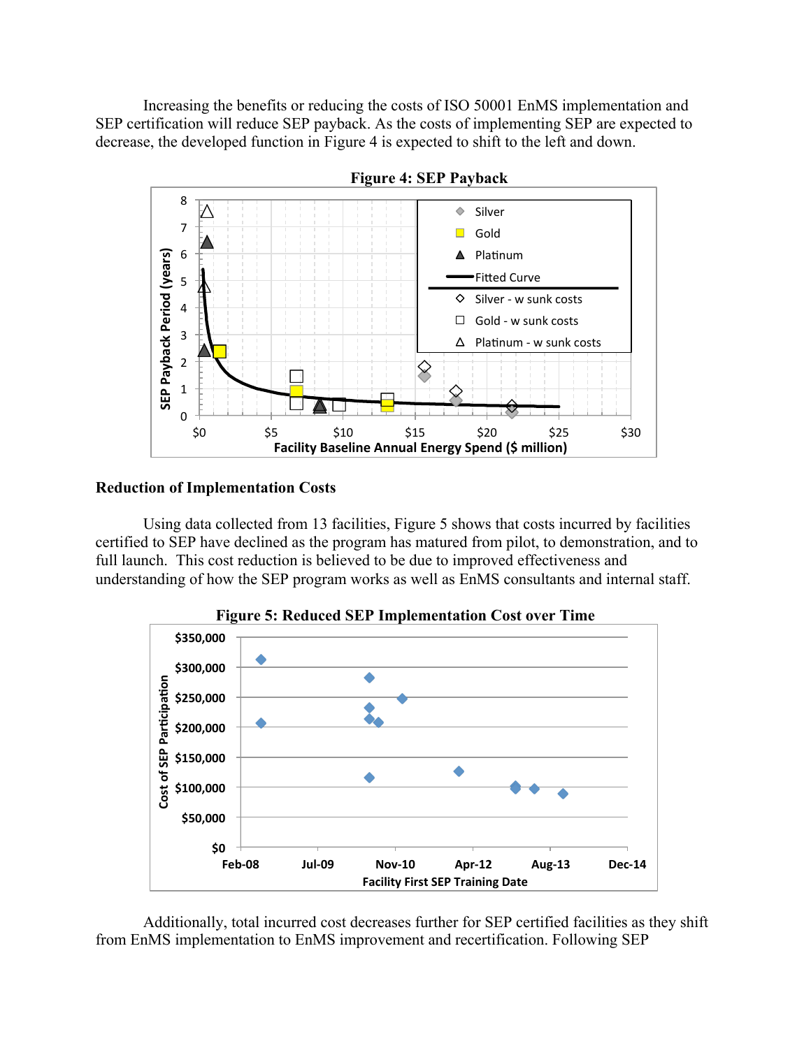Increasing the benefits or reducing the costs of ISO 50001 EnMS implementation and SEP certification will reduce SEP payback. As the costs of implementing SEP are expected to decrease, the developed function in Figure 4 is expected to shift to the left and down.

**Figure 4: SEP Payback**

SEP Payback Period (years)

0
1
2
3
4
5
6
7
8

$0
$5
$10
$15
$20
$25
$30

Facility Baseline Annual Energy Spend ($ million)

Silver
Gold
Platinum
Fitted Curve
Silver - w sunk costs
Gold - w sunk costs
Platinum - w sunk costs

### Reduction of Implementation Costs

Using data collected from 13 facilities, Figure 5 shows that costs incurred by facilities certified to SEP have declined as the program has matured from pilot, to demonstration, and to full launch. This cost reduction is believed to be due to improved effectiveness and understanding of how the SEP program works as well as EnMS consultants and internal staff.

**Figure 5: Reduced SEP Implementation Cost over Time**

Cost of SEP Participation

$0
$50,000
$100,000
$150,000
$200,000
$250,000
$300,000
$350,000

Feb-08
Jul-09
Nov-10
Apr-12
Aug-13
Dec-14

Facility First SEP Training Date

Additionally, total incurred cost decreases further for SEP certified facilities as they shift from EnMS implementation to EnMS improvement and recertification. Following SEP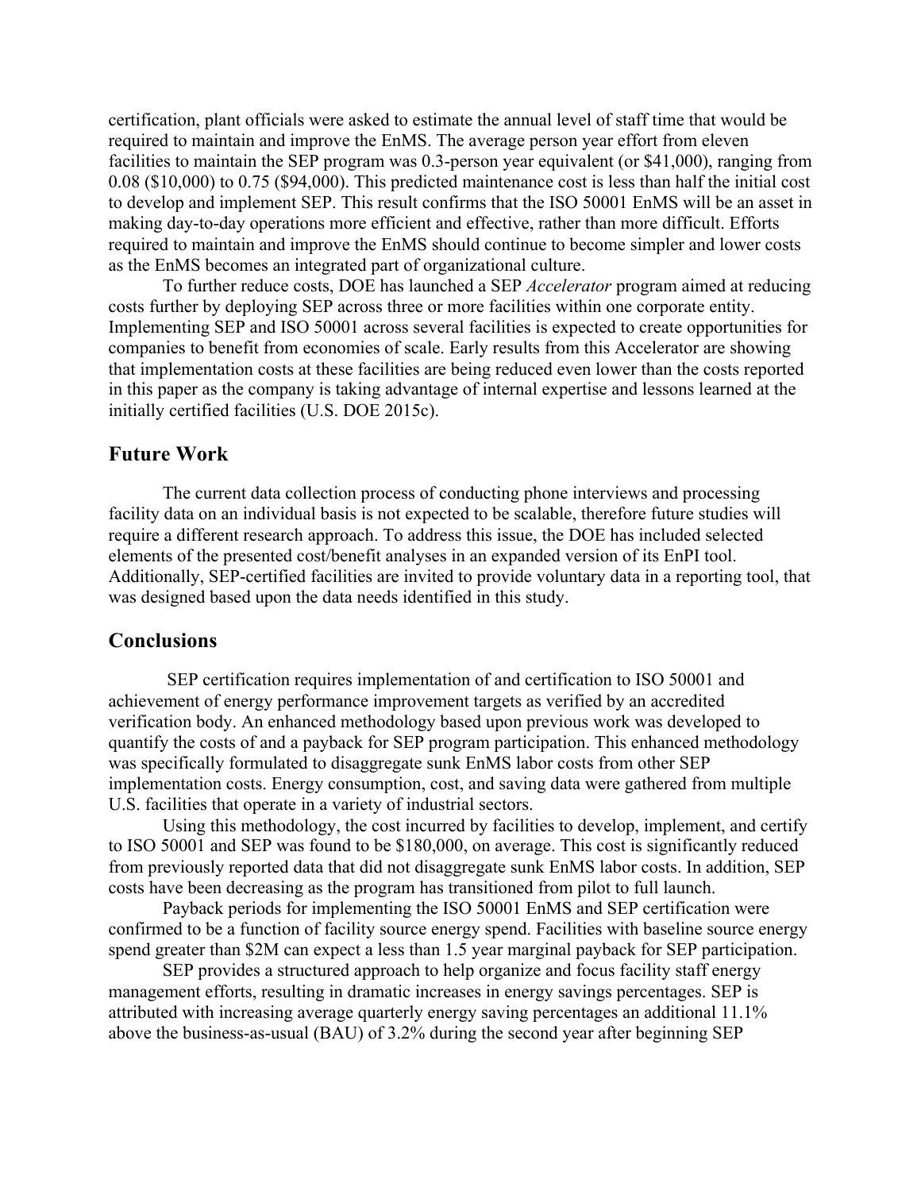certification, plant officials were asked to estimate the annual level of staff time that would be required to maintain and improve the EnMS. The average person year effort from eleven facilities to maintain the SEP program was 0.3-person year equivalent (or $41,000), ranging from 0.08 ($10,000) to 0.75 ($94,000). This predicted maintenance cost is less than half the initial cost to develop and implement SEP. This result confirms that the ISO 50001 EnMS will be an asset in making day-to-day operations more efficient and effective, rather than more difficult. Efforts required to maintain and improve the EnMS should continue to become simpler and lower costs as the EnMS becomes an integrated part of organizational culture.

To further reduce costs, DOE has launched a SEP *Accelerator* program aimed at reducing costs further by deploying SEP across three or more facilities within one corporate entity. Implementing SEP and ISO 50001 across several facilities is expected to create opportunities for companies to benefit from economies of scale. Early results from this Accelerator are showing that implementation costs at these facilities are being reduced even lower than the costs reported in this paper as the company is taking advantage of internal expertise and lessons learned at the initially certified facilities (U.S. DOE 2015c).

## Future Work

The current data collection process of conducting phone interviews and processing facility data on an individual basis is not expected to be scalable, therefore future studies will require a different research approach. To address this issue, the DOE has included selected elements of the presented cost/benefit analyses in an expanded version of its EnPI tool. Additionally, SEP-certified facilities are invited to provide voluntary data in a reporting tool, that was designed based upon the data needs identified in this study.

## Conclusions

SEP certification requires implementation of and certification to ISO 50001 and achievement of energy performance improvement targets as verified by an accredited verification body. An enhanced methodology based upon previous work was developed to quantify the costs of and a payback for SEP program participation. This enhanced methodology was specifically formulated to disaggregate sunk EnMS labor costs from other SEP implementation costs. Energy consumption, cost, and saving data were gathered from multiple U.S. facilities that operate in a variety of industrial sectors.

Using this methodology, the cost incurred by facilities to develop, implement, and certify to ISO 50001 and SEP was found to be $180,000, on average. This cost is significantly reduced from previously reported data that did not disaggregate sunk EnMS labor costs. In addition, SEP costs have been decreasing as the program has transitioned from pilot to full launch.

Payback periods for implementing the ISO 50001 EnMS and SEP certification were confirmed to be a function of facility source energy spend. Facilities with baseline source energy spend greater than $2M can expect a less than 1.5 year marginal payback for SEP participation.

SEP provides a structured approach to help organize and focus facility staff energy management efforts, resulting in dramatic increases in energy savings percentages. SEP is attributed with increasing average quarterly energy saving percentages an additional 11.1% above the business-as-usual (BAU) of 3.2% during the second year after beginning SEP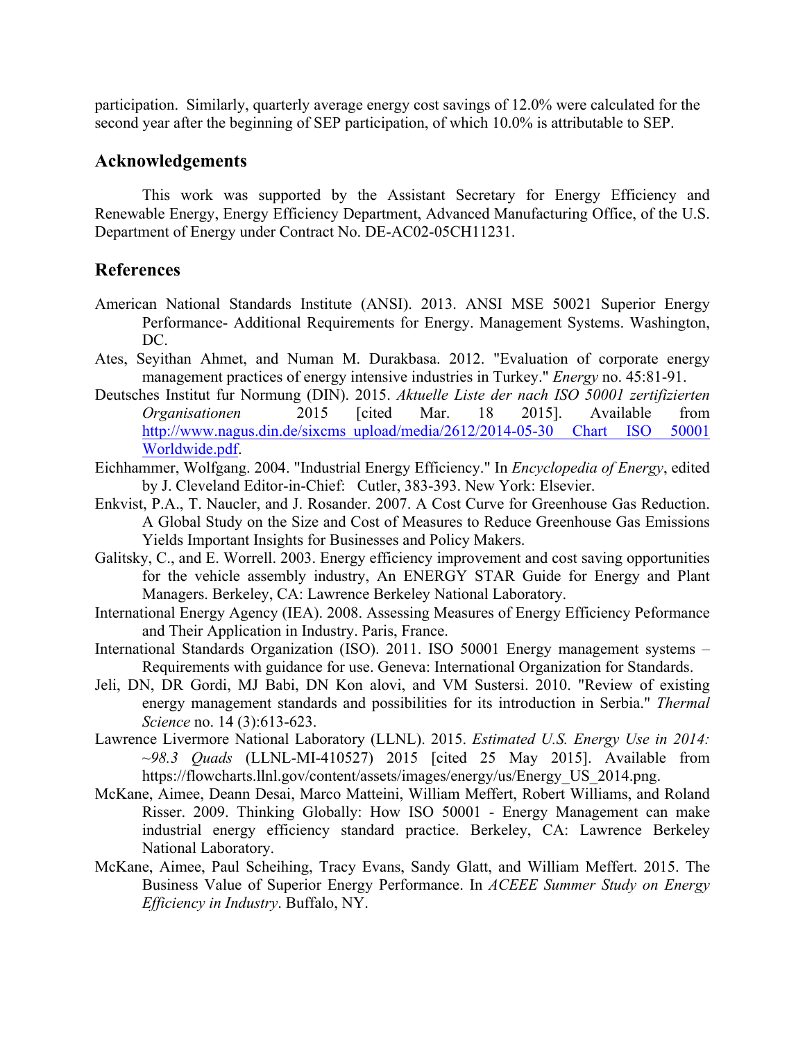participation. Similarly, quarterly average energy cost savings of 12.0% were calculated for the second year after the beginning of SEP participation, of which 10.0% is attributable to SEP.

## Acknowledgements

This work was supported by the Assistant Secretary for Energy Efficiency and Renewable Energy, Energy Efficiency Department, Advanced Manufacturing Office, of the U.S. Department of Energy under Contract No. DE-AC02-05CH11231.

## References

American National Standards Institute (ANSI). 2013. ANSI MSE 50021 Superior Energy Performance- Additional Requirements for Energy. Management Systems. Washington, DC.

Ates, Seyithan Ahmet, and Numan M. Durakbasa. 2012. "Evaluation of corporate energy management practices of energy intensive industries in Turkey." *Energy* no. 45:81-91.

Deutsches Institut fur Normung (DIN). 2015. *Aktuelle Liste der nach ISO 50001 zertifizierten Organisationen* 2015 [cited Mar. 18 2015]. Available from http://www.nagus.din.de/sixcms_upload/media/2612/2014-05-30 Chart ISO 50001 Worldwide.pdf.

Eichhammer, Wolfgang. 2004. "Industrial Energy Efficiency." In *Encyclopedia of Energy*, edited by J. Cleveland Editor-in-Chief: Cutler, 383-393. New York: Elsevier.

Enkvist, P.A., T. Naucler, and J. Rosander. 2007. A Cost Curve for Greenhouse Gas Reduction. A Global Study on the Size and Cost of Measures to Reduce Greenhouse Gas Emissions Yields Important Insights for Businesses and Policy Makers.

Galitsky, C., and E. Worrell. 2003. Energy efficiency improvement and cost saving opportunities for the vehicle assembly industry, An ENERGY STAR Guide for Energy and Plant Managers. Berkeley, CA: Lawrence Berkeley National Laboratory.

International Energy Agency (IEA). 2008. Assessing Measures of Energy Efficiency Peformance and Their Application in Industry. Paris, France.

International Standards Organization (ISO). 2011. ISO 50001 Energy management systems – Requirements with guidance for use. Geneva: International Organization for Standards.

Jeli, DN, DR Gordi, MJ Babi, DN Kon alovi, and VM Sustersi. 2010. "Review of existing energy management standards and possibilities for its introduction in Serbia." *Thermal Science* no. 14 (3):613-623.

Lawrence Livermore National Laboratory (LLNL). 2015. *Estimated U.S. Energy Use in 2014: ~98.3 Quads* (LLNL-MI-410527) 2015 [cited 25 May 2015]. Available from https://flowcharts.llnl.gov/content/assets/images/energy/us/Energy_US_2014.png.

McKane, Aimee, Deann Desai, Marco Matteini, William Meffert, Robert Williams, and Roland Risser. 2009. Thinking Globally: How ISO 50001 - Energy Management can make industrial energy efficiency standard practice. Berkeley, CA: Lawrence Berkeley National Laboratory.

McKane, Aimee, Paul Scheihing, Tracy Evans, Sandy Glatt, and William Meffert. 2015. The Business Value of Superior Energy Performance. In *ACEEE Summer Study on Energy Efficiency in Industry*. Buffalo, NY.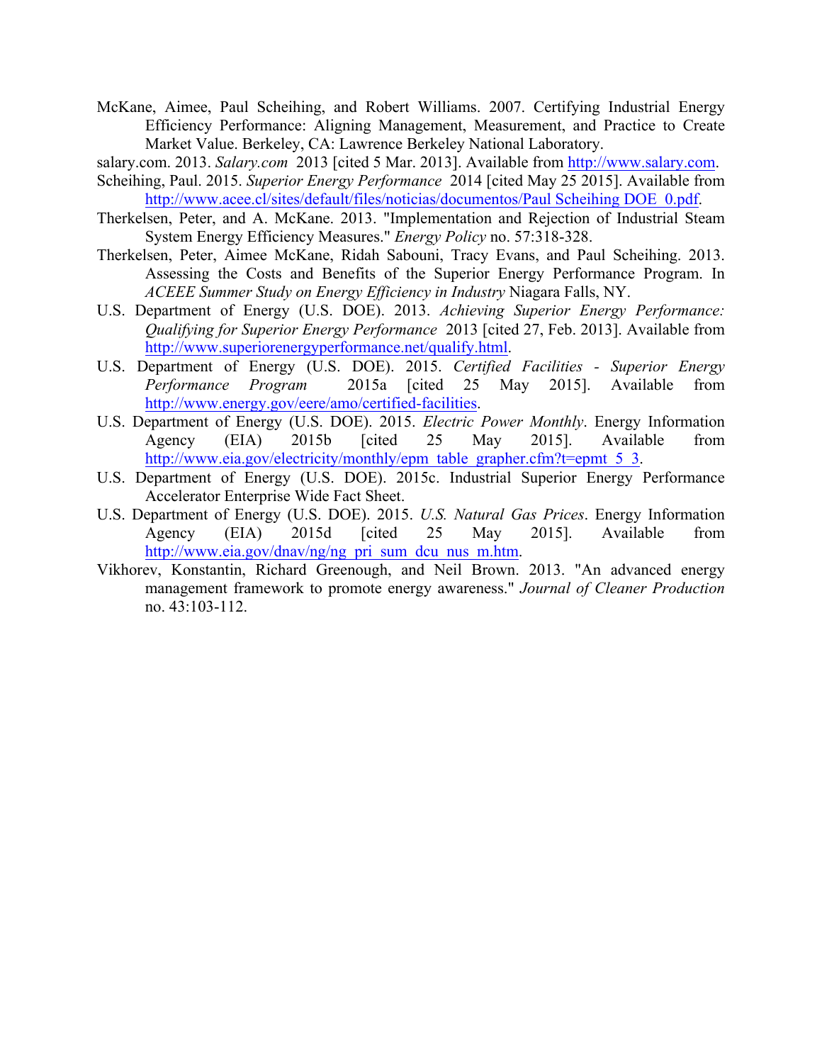McKane, Aimee, Paul Scheihing, and Robert Williams. 2007. Certifying Industrial Energy Efficiency Performance: Aligning Management, Measurement, and Practice to Create Market Value. Berkeley, CA: Lawrence Berkeley National Laboratory.

salary.com. 2013. *Salary.com* 2013 [cited 5 Mar. 2013]. Available from http://www.salary.com.

Scheihing, Paul. 2015. *Superior Energy Performance* 2014 [cited May 25 2015]. Available from http://www.acee.cl/sites/default/files/noticias/documentos/Paul Scheihing DOE_0.pdf.

Therkelsen, Peter, and A. McKane. 2013. "Implementation and Rejection of Industrial Steam System Energy Efficiency Measures." *Energy Policy* no. 57:318-328.

Therkelsen, Peter, Aimee McKane, Ridah Sabouni, Tracy Evans, and Paul Scheihing. 2013. Assessing the Costs and Benefits of the Superior Energy Performance Program. In *ACEEE Summer Study on Energy Efficiency in Industry* Niagara Falls, NY.

U.S. Department of Energy (U.S. DOE). 2013. *Achieving Superior Energy Performance: Qualifying for Superior Energy Performance* 2013 [cited 27, Feb. 2013]. Available from http://www.superiorenergyperformance.net/qualify.html.

U.S. Department of Energy (U.S. DOE). 2015. *Certified Facilities - Superior Energy Performance Program* 2015a [cited 25 May 2015]. Available from http://www.energy.gov/eere/amo/certified-facilities.

U.S. Department of Energy (U.S. DOE). 2015. *Electric Power Monthly*. Energy Information Agency (EIA) 2015b [cited 25 May 2015]. Available from http://www.eia.gov/electricity/monthly/epm_table_grapher.cfm?t=epmt_5_3.

U.S. Department of Energy (U.S. DOE). 2015c. Industrial Superior Energy Performance Accelerator Enterprise Wide Fact Sheet.

U.S. Department of Energy (U.S. DOE). 2015. *U.S. Natural Gas Prices*. Energy Information Agency (EIA) 2015d [cited 25 May 2015]. Available from http://www.eia.gov/dnav/ng/ng_pri_sum_dcu_nus_m.htm.

Vikhorev, Konstantin, Richard Greenough, and Neil Brown. 2013. "An advanced energy management framework to promote energy awareness." *Journal of Cleaner Production* no. 43:103-112.